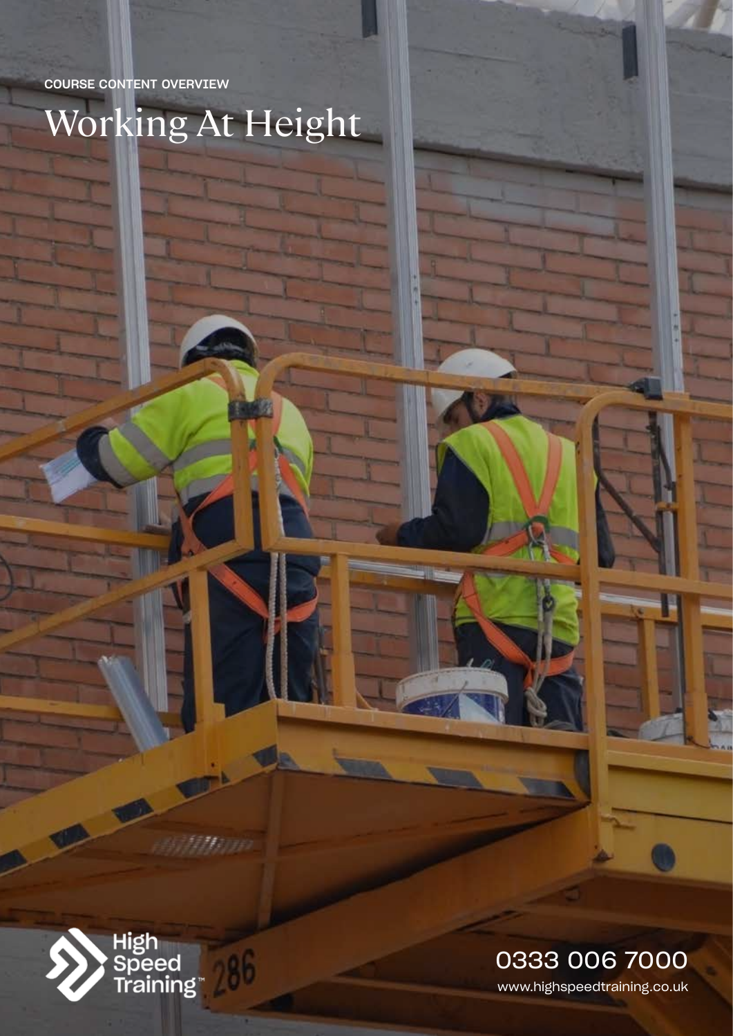COURSE CONTENT OVERVIEW

# Working At Height

High Speed Training™

0333 006 7000

www.highspeedtraining.co.uk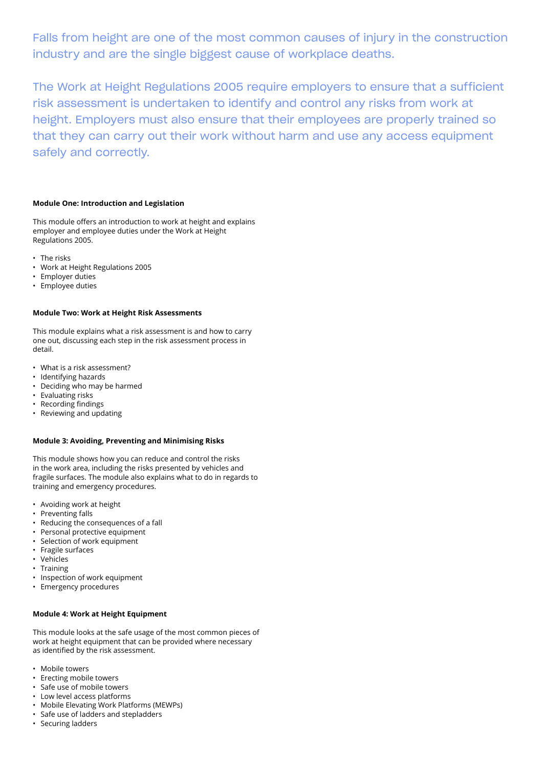Falls from height are one of the most common causes of injury in the construction industry and are the single biggest cause of workplace deaths.

The Work at Height Regulations 2005 require employers to ensure that a sufficient risk assessment is undertaken to identify and control any risks from work at height. Employers must also ensure that their employees are properly trained so that they can carry out their work without harm and use any access equipment safely and correctly.

**Module One: Introduction and Legislation**

This module offers an introduction to work at height and explains employer and employee duties under the Work at Height Regulations 2005.

- The risks
- Work at Height Regulations 2005
- Employer duties
- Employee duties

**Module Two: Work at Height Risk Assessments**

This module explains what a risk assessment is and how to carry one out, discussing each step in the risk assessment process in detail.

- What is a risk assessment?
- Identifying hazards
- Deciding who may be harmed
- Evaluating risks
- Recording findings
- Reviewing and updating

**Module 3: Avoiding, Preventing and Minimising Risks**

This module shows how you can reduce and control the risks in the work area, including the risks presented by vehicles and fragile surfaces. The module also explains what to do in regards to training and emergency procedures.

- Avoiding work at height
- Preventing falls
- Reducing the consequences of a fall
- Personal protective equipment
- Selection of work equipment
- Fragile surfaces
- Vehicles
- Training
- Inspection of work equipment
- Emergency procedures

**Module 4: Work at Height Equipment**

This module looks at the safe usage of the most common pieces of work at height equipment that can be provided where necessary as identified by the risk assessment.

- Mobile towers
- Erecting mobile towers
- Safe use of mobile towers
- Low level access platforms
- Mobile Elevating Work Platforms (MEWPs)
- Safe use of ladders and stepladders
- Securing ladders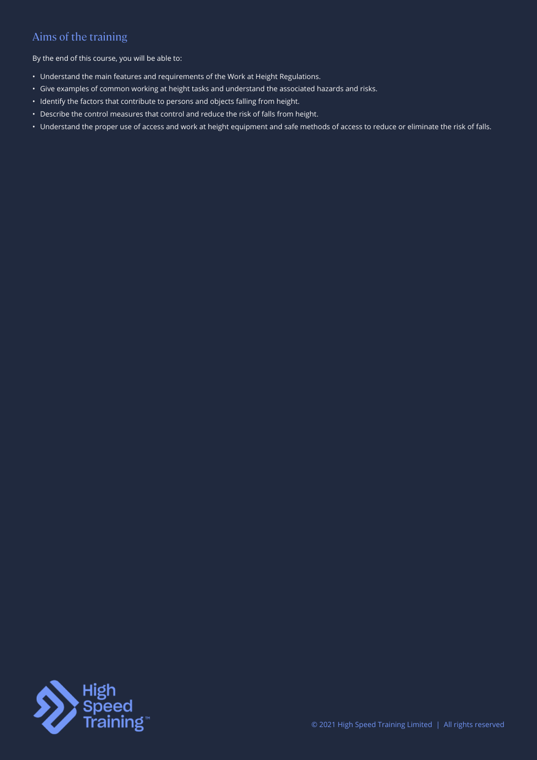## Aims of the training

By the end of this course, you will be able to:

- Understand the main features and requirements of the Work at Height Regulations.
- Give examples of common working at height tasks and understand the associated hazards and risks.
- Identify the factors that contribute to persons and objects falling from height.
- Describe the control measures that control and reduce the risk of falls from height.
- Understand the proper use of access and work at height equipment and safe methods of access to reduce or eliminate the risk of falls.

High Speed Training™

© 2021 High Speed Training Limited | All rights reserved